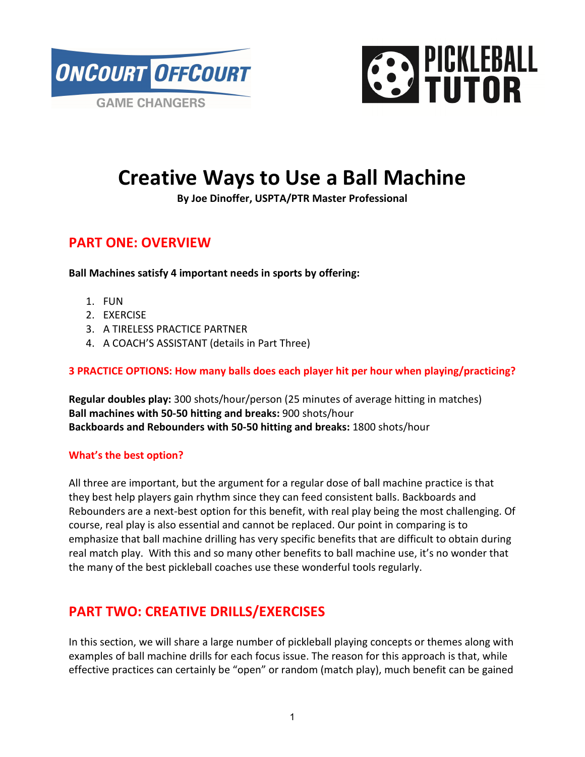# Creative Ways to Use a Ball Machine

**By Joe Dinoffer, USPTA/PTR Master Professional**

## PART ONE: OVERVIEW

**Ball Machines satisfy 4 important needs in sports by offering:**

1. FUN
2. EXERCISE
3. A TIRELESS PRACTICE PARTNER
4. A COACH'S ASSISTANT (details in Part Three)

### 3 PRACTICE OPTIONS: How many balls does each player hit per hour when playing/practicing?

**Regular doubles play:** 300 shots/hour/person (25 minutes of average hitting in matches)
**Ball machines with 50-50 hitting and breaks:** 900 shots/hour
**Backboards and Rebounders with 50-50 hitting and breaks:** 1800 shots/hour

### What's the best option?

All three are important, but the argument for a regular dose of ball machine practice is that they best help players gain rhythm since they can feed consistent balls. Backboards and Rebounders are a next-best option for this benefit, with real play being the most challenging. Of course, real play is also essential and cannot be replaced. Our point in comparing is to emphasize that ball machine drilling has very specific benefits that are difficult to obtain during real match play. With this and so many other benefits to ball machine use, it's no wonder that the many of the best pickleball coaches use these wonderful tools regularly.

## PART TWO: CREATIVE DRILLS/EXERCISES

In this section, we will share a large number of pickleball playing concepts or themes along with examples of ball machine drills for each focus issue. The reason for this approach is that, while effective practices can certainly be "open" or random (match play), much benefit can be gained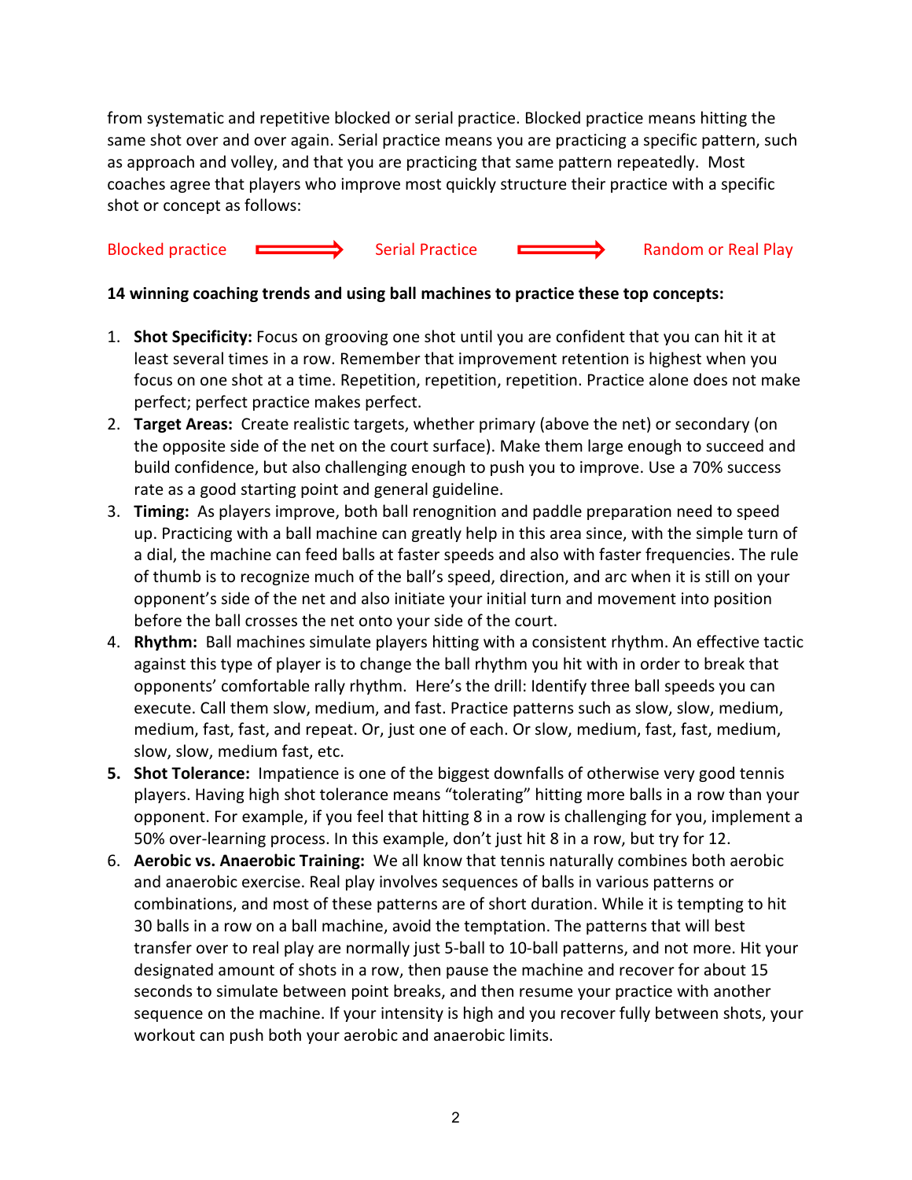from systematic and repetitive blocked or serial practice. Blocked practice means hitting the same shot over and over again. Serial practice means you are practicing a specific pattern, such as approach and volley, and that you are practicing that same pattern repeatedly. Most coaches agree that players who improve most quickly structure their practice with a specific shot or concept as follows:

Blocked practice ⟹ Serial Practice ⟹ Random or Real Play

**14 winning coaching trends and using ball machines to practice these top concepts:**

1. **Shot Specificity:** Focus on grooving one shot until you are confident that you can hit it at least several times in a row. Remember that improvement retention is highest when you focus on one shot at a time. Repetition, repetition, repetition. Practice alone does not make perfect; perfect practice makes perfect.
2. **Target Areas:** Create realistic targets, whether primary (above the net) or secondary (on the opposite side of the net on the court surface). Make them large enough to succeed and build confidence, but also challenging enough to push you to improve. Use a 70% success rate as a good starting point and general guideline.
3. **Timing:** As players improve, both ball renognition and paddle preparation need to speed up. Practicing with a ball machine can greatly help in this area since, with the simple turn of a dial, the machine can feed balls at faster speeds and also with faster frequencies. The rule of thumb is to recognize much of the ball's speed, direction, and arc when it is still on your opponent's side of the net and also initiate your initial turn and movement into position before the ball crosses the net onto your side of the court.
4. **Rhythm:** Ball machines simulate players hitting with a consistent rhythm. An effective tactic against this type of player is to change the ball rhythm you hit with in order to break that opponents' comfortable rally rhythm. Here's the drill: Identify three ball speeds you can execute. Call them slow, medium, and fast. Practice patterns such as slow, slow, medium, medium, fast, fast, and repeat. Or, just one of each. Or slow, medium, fast, fast, medium, slow, slow, medium fast, etc.
5. **Shot Tolerance:** Impatience is one of the biggest downfalls of otherwise very good tennis players. Having high shot tolerance means "tolerating" hitting more balls in a row than your opponent. For example, if you feel that hitting 8 in a row is challenging for you, implement a 50% over-learning process. In this example, don't just hit 8 in a row, but try for 12.
6. **Aerobic vs. Anaerobic Training:** We all know that tennis naturally combines both aerobic and anaerobic exercise. Real play involves sequences of balls in various patterns or combinations, and most of these patterns are of short duration. While it is tempting to hit 30 balls in a row on a ball machine, avoid the temptation. The patterns that will best transfer over to real play are normally just 5-ball to 10-ball patterns, and not more. Hit your designated amount of shots in a row, then pause the machine and recover for about 15 seconds to simulate between point breaks, and then resume your practice with another sequence on the machine. If your intensity is high and you recover fully between shots, your workout can push both your aerobic and anaerobic limits.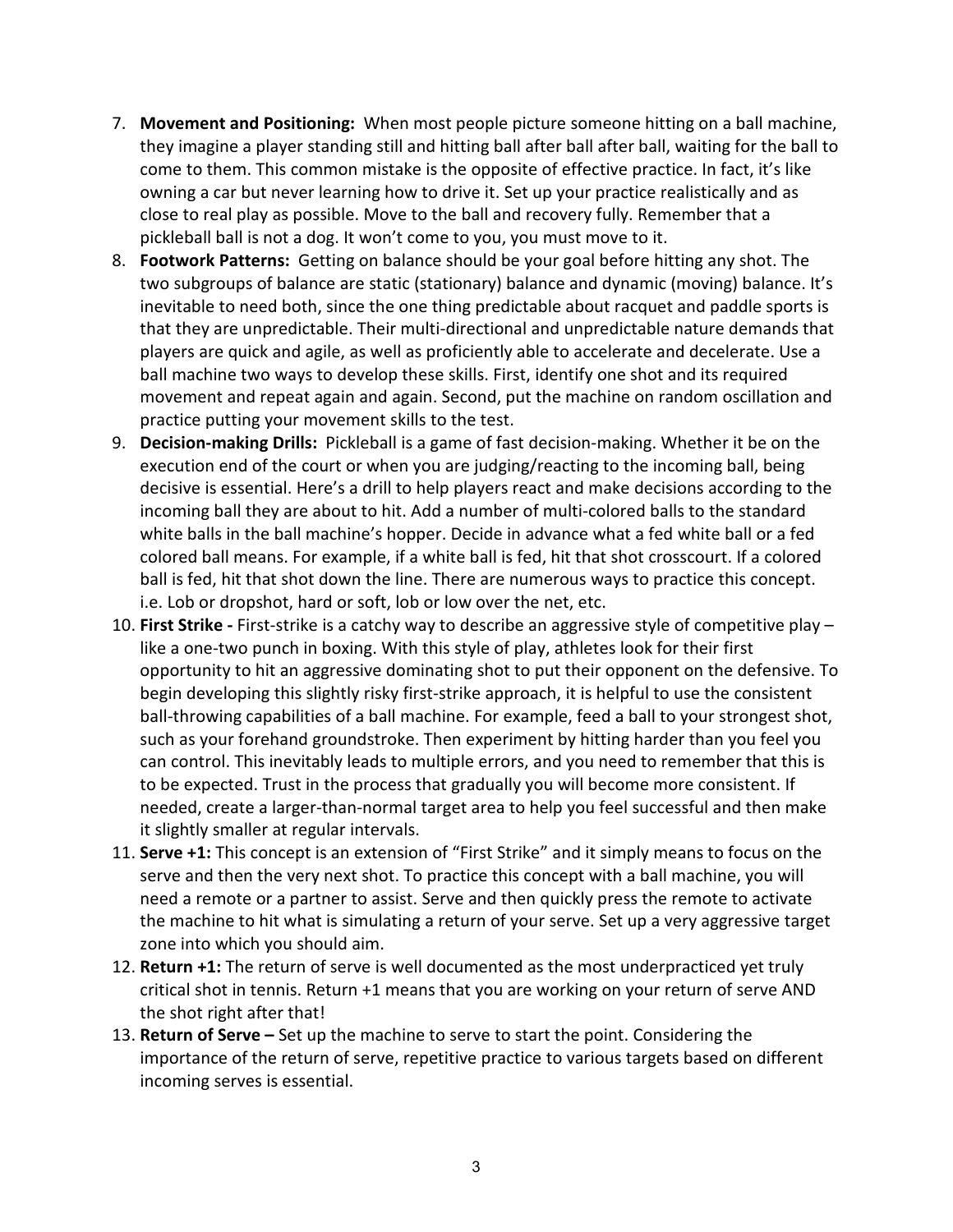7. **Movement and Positioning:** When most people picture someone hitting on a ball machine, they imagine a player standing still and hitting ball after ball after ball, waiting for the ball to come to them. This common mistake is the opposite of effective practice. In fact, it's like owning a car but never learning how to drive it. Set up your practice realistically and as close to real play as possible. Move to the ball and recovery fully. Remember that a pickleball ball is not a dog. It won't come to you, you must move to it.
8. **Footwork Patterns:** Getting on balance should be your goal before hitting any shot. The two subgroups of balance are static (stationary) balance and dynamic (moving) balance. It's inevitable to need both, since the one thing predictable about racquet and paddle sports is that they are unpredictable. Their multi-directional and unpredictable nature demands that players are quick and agile, as well as proficiently able to accelerate and decelerate. Use a ball machine two ways to develop these skills. First, identify one shot and its required movement and repeat again and again. Second, put the machine on random oscillation and practice putting your movement skills to the test.
9. **Decision-making Drills:** Pickleball is a game of fast decision-making. Whether it be on the execution end of the court or when you are judging/reacting to the incoming ball, being decisive is essential. Here's a drill to help players react and make decisions according to the incoming ball they are about to hit. Add a number of multi-colored balls to the standard white balls in the ball machine's hopper. Decide in advance what a fed white ball or a fed colored ball means. For example, if a white ball is fed, hit that shot crosscourt. If a colored ball is fed, hit that shot down the line. There are numerous ways to practice this concept. i.e. Lob or dropshot, hard or soft, lob or low over the net, etc.
10. **First Strike -** First-strike is a catchy way to describe an aggressive style of competitive play – like a one-two punch in boxing. With this style of play, athletes look for their first opportunity to hit an aggressive dominating shot to put their opponent on the defensive. To begin developing this slightly risky first-strike approach, it is helpful to use the consistent ball-throwing capabilities of a ball machine. For example, feed a ball to your strongest shot, such as your forehand groundstroke. Then experiment by hitting harder than you feel you can control. This inevitably leads to multiple errors, and you need to remember that this is to be expected. Trust in the process that gradually you will become more consistent. If needed, create a larger-than-normal target area to help you feel successful and then make it slightly smaller at regular intervals.
11. **Serve +1:** This concept is an extension of "First Strike" and it simply means to focus on the serve and then the very next shot. To practice this concept with a ball machine, you will need a remote or a partner to assist. Serve and then quickly press the remote to activate the machine to hit what is simulating a return of your serve. Set up a very aggressive target zone into which you should aim.
12. **Return +1:** The return of serve is well documented as the most underpracticed yet truly critical shot in tennis. Return +1 means that you are working on your return of serve AND the shot right after that!
13. **Return of Serve –** Set up the machine to serve to start the point. Considering the importance of the return of serve, repetitive practice to various targets based on different incoming serves is essential.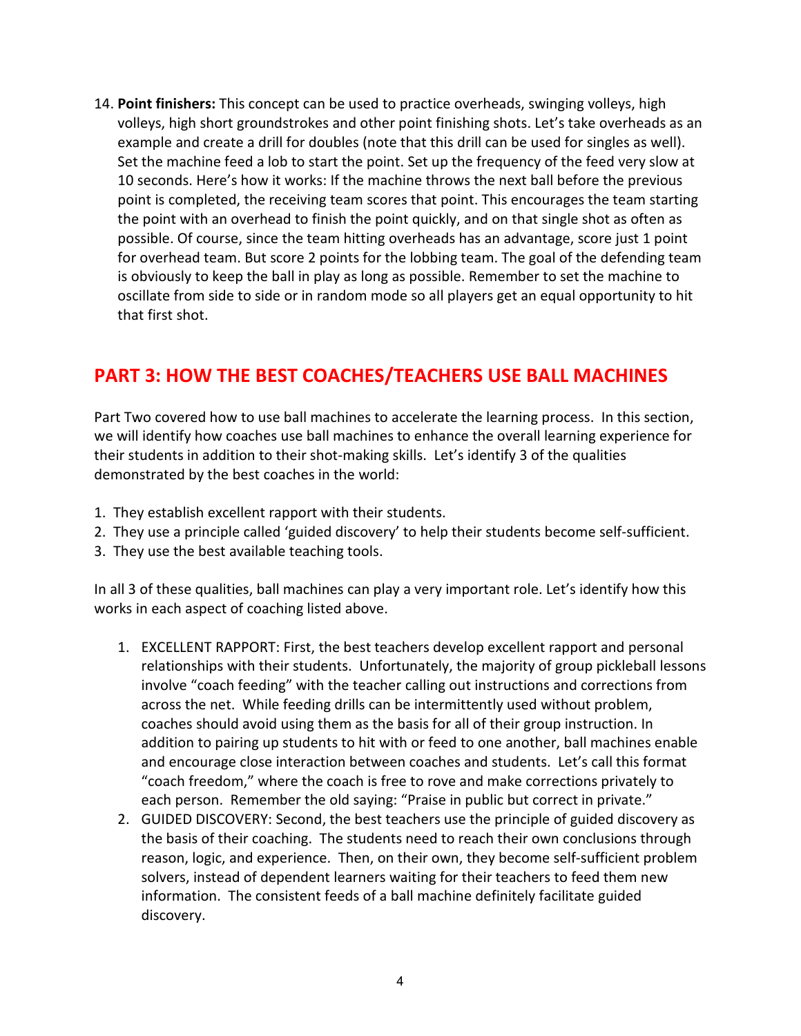14. **Point finishers:** This concept can be used to practice overheads, swinging volleys, high volleys, high short groundstrokes and other point finishing shots. Let's take overheads as an example and create a drill for doubles (note that this drill can be used for singles as well). Set the machine feed a lob to start the point. Set up the frequency of the feed very slow at 10 seconds. Here's how it works: If the machine throws the next ball before the previous point is completed, the receiving team scores that point. This encourages the team starting the point with an overhead to finish the point quickly, and on that single shot as often as possible. Of course, since the team hitting overheads has an advantage, score just 1 point for overhead team. But score 2 points for the lobbing team. The goal of the defending team is obviously to keep the ball in play as long as possible. Remember to set the machine to oscillate from side to side or in random mode so all players get an equal opportunity to hit that first shot.

## PART 3: HOW THE BEST COACHES/TEACHERS USE BALL MACHINES

Part Two covered how to use ball machines to accelerate the learning process. In this section, we will identify how coaches use ball machines to enhance the overall learning experience for their students in addition to their shot-making skills. Let's identify 3 of the qualities demonstrated by the best coaches in the world:

1. They establish excellent rapport with their students.
2. They use a principle called 'guided discovery' to help their students become self-sufficient.
3. They use the best available teaching tools.

In all 3 of these qualities, ball machines can play a very important role. Let's identify how this works in each aspect of coaching listed above.

1. EXCELLENT RAPPORT: First, the best teachers develop excellent rapport and personal relationships with their students. Unfortunately, the majority of group pickleball lessons involve "coach feeding" with the teacher calling out instructions and corrections from across the net. While feeding drills can be intermittently used without problem, coaches should avoid using them as the basis for all of their group instruction. In addition to pairing up students to hit with or feed to one another, ball machines enable and encourage close interaction between coaches and students. Let's call this format "coach freedom," where the coach is free to rove and make corrections privately to each person. Remember the old saying: "Praise in public but correct in private."
2. GUIDED DISCOVERY: Second, the best teachers use the principle of guided discovery as the basis of their coaching. The students need to reach their own conclusions through reason, logic, and experience. Then, on their own, they become self-sufficient problem solvers, instead of dependent learners waiting for their teachers to feed them new information. The consistent feeds of a ball machine definitely facilitate guided discovery.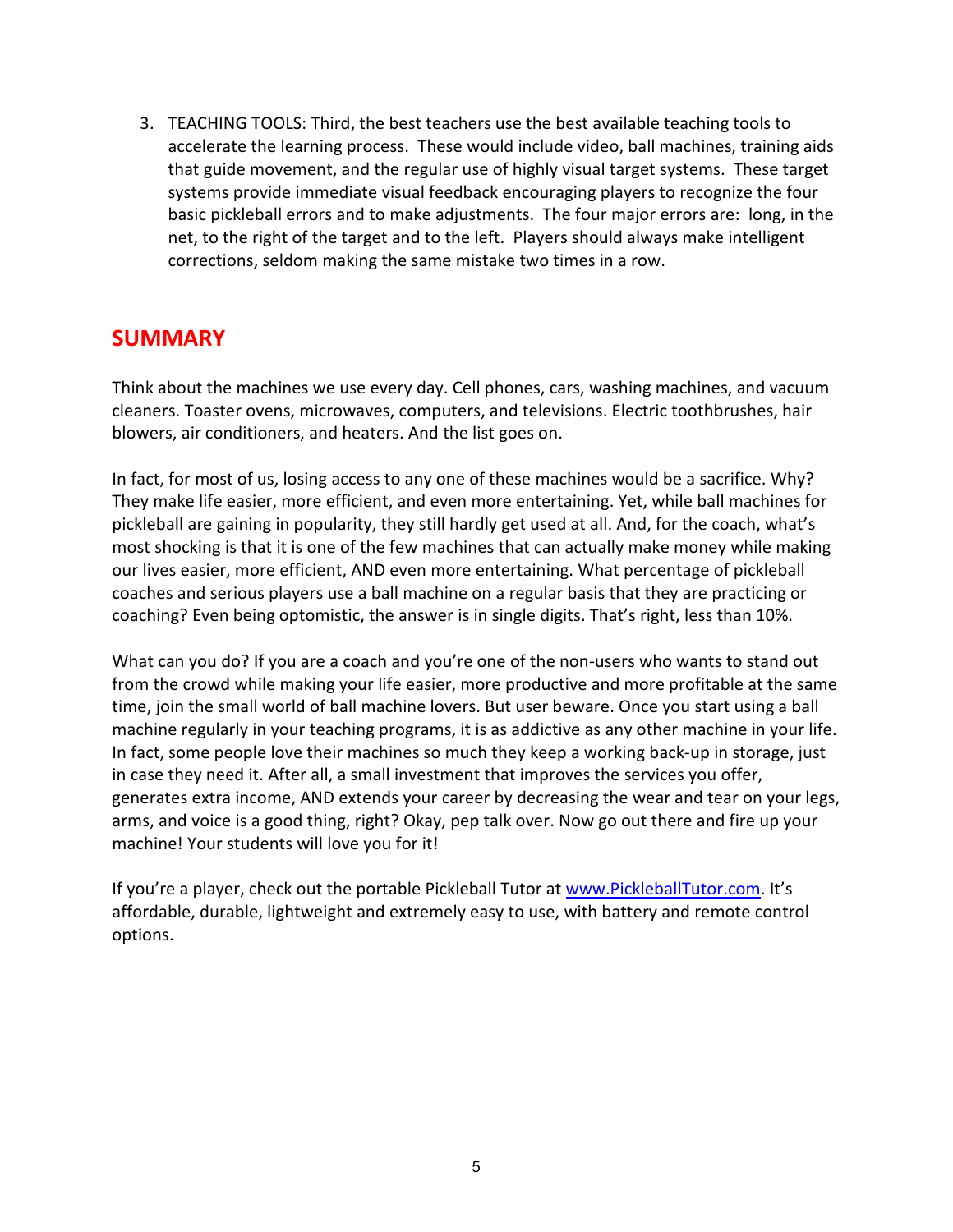3. TEACHING TOOLS: Third, the best teachers use the best available teaching tools to accelerate the learning process. These would include video, ball machines, training aids that guide movement, and the regular use of highly visual target systems. These target systems provide immediate visual feedback encouraging players to recognize the four basic pickleball errors and to make adjustments. The four major errors are: long, in the net, to the right of the target and to the left. Players should always make intelligent corrections, seldom making the same mistake two times in a row.

## SUMMARY

Think about the machines we use every day. Cell phones, cars, washing machines, and vacuum cleaners. Toaster ovens, microwaves, computers, and televisions. Electric toothbrushes, hair blowers, air conditioners, and heaters. And the list goes on.

In fact, for most of us, losing access to any one of these machines would be a sacrifice. Why? They make life easier, more efficient, and even more entertaining. Yet, while ball machines for pickleball are gaining in popularity, they still hardly get used at all. And, for the coach, what's most shocking is that it is one of the few machines that can actually make money while making our lives easier, more efficient, AND even more entertaining. What percentage of pickleball coaches and serious players use a ball machine on a regular basis that they are practicing or coaching? Even being optomistic, the answer is in single digits. That's right, less than 10%.

What can you do? If you are a coach and you're one of the non-users who wants to stand out from the crowd while making your life easier, more productive and more profitable at the same time, join the small world of ball machine lovers. But user beware. Once you start using a ball machine regularly in your teaching programs, it is as addictive as any other machine in your life. In fact, some people love their machines so much they keep a working back-up in storage, just in case they need it. After all, a small investment that improves the services you offer, generates extra income, AND extends your career by decreasing the wear and tear on your legs, arms, and voice is a good thing, right? Okay, pep talk over. Now go out there and fire up your machine! Your students will love you for it!

If you're a player, check out the portable Pickleball Tutor at [www.PickleballTutor.com](http://www.PickleballTutor.com). It's affordable, durable, lightweight and extremely easy to use, with battery and remote control options.